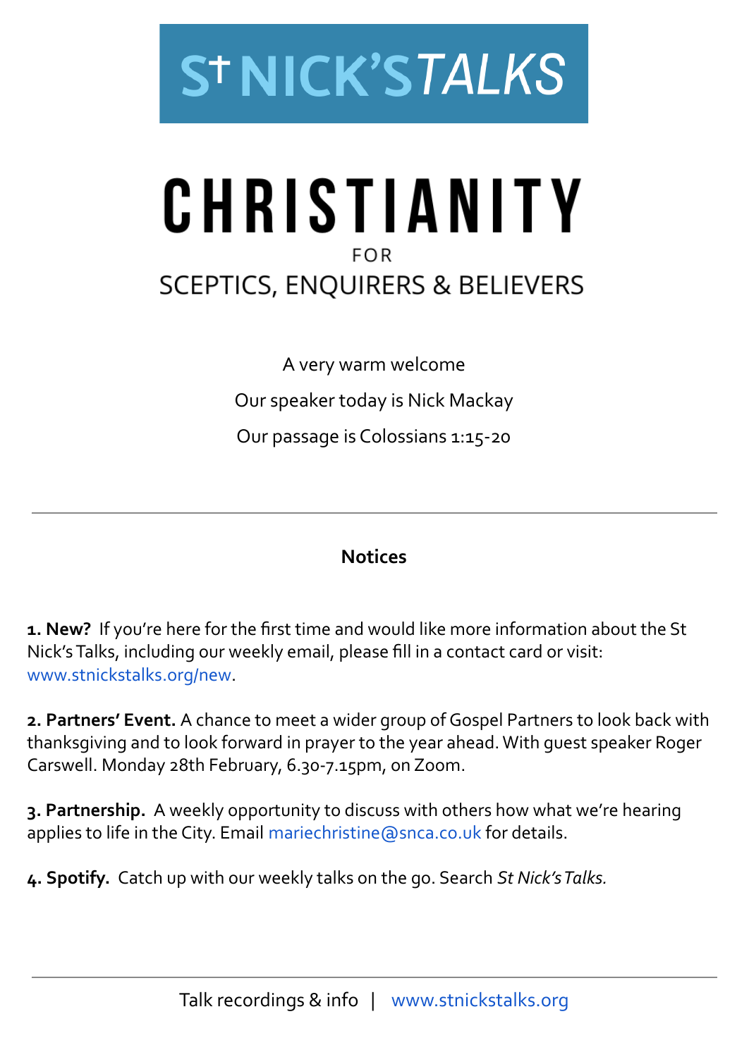# St NICK'S TALKS

# CHRISTIANITY

FOR

## SCEPTICS, ENQUIRERS & BELIEVERS

A very warm welcome

Our speaker today is Nick Mackay

Our passage is Colossians 1:15-20

---

### Notices

**1. New?** If you're here for the first time and would like more information about the St Nick's Talks, including our weekly email, please fill in a contact card or visit: www.stnickstalks.org/new.

**2. Partners' Event.** A chance to meet a wider group of Gospel Partners to look back with thanksgiving and to look forward in prayer to the year ahead. With guest speaker Roger Carswell. Monday 28th February, 6.30-7.15pm, on Zoom.

**3. Partnership.** A weekly opportunity to discuss with others how what we're hearing applies to life in the City. Email mariechristine@snca.co.uk for details.

**4. Spotify.** Catch up with our weekly talks on the go. Search *St Nick's Talks.*

---

Talk recordings & info | www.stnickstalks.org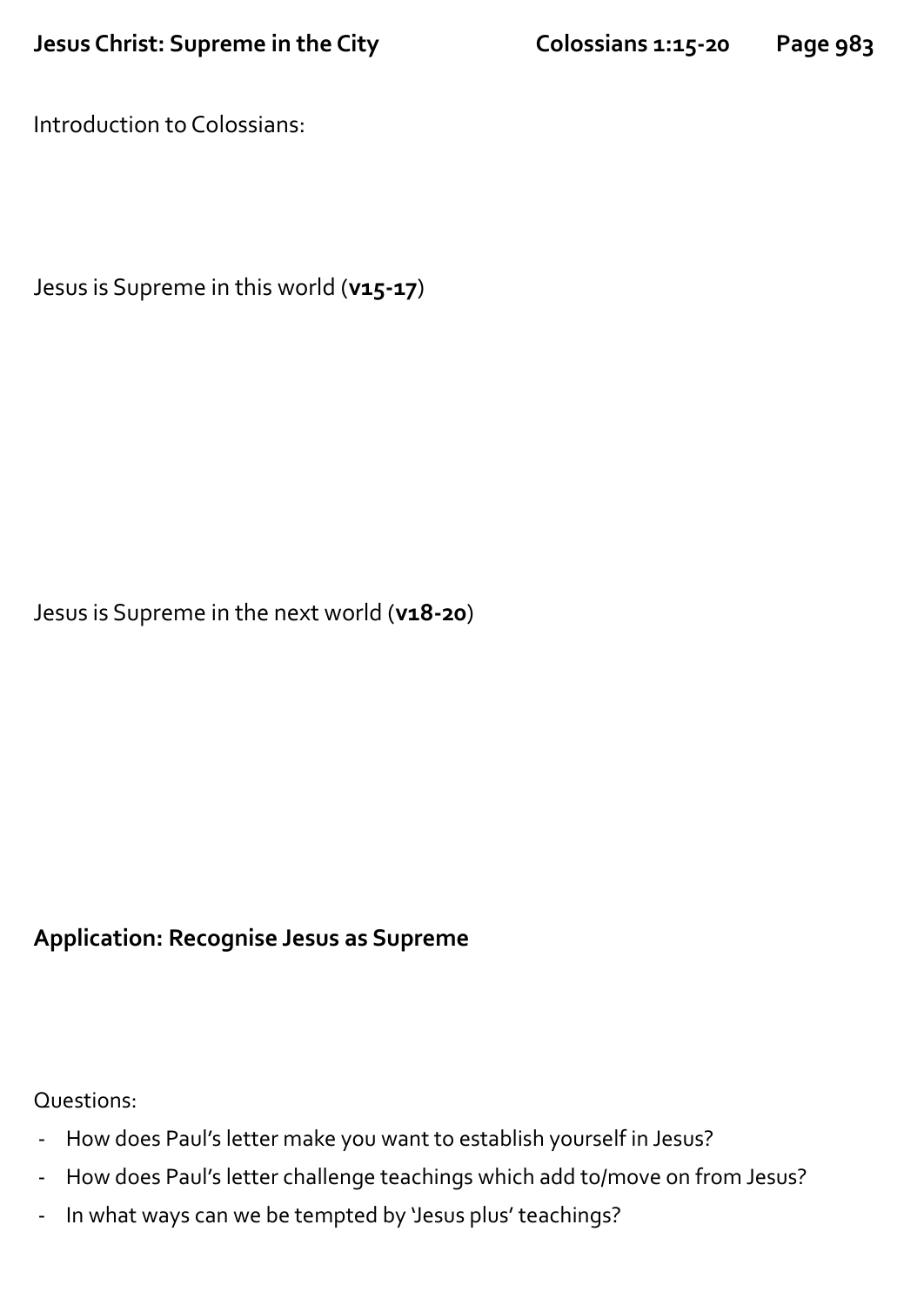**Jesus Christ: Supreme in the City** **Colossians 1:15-20** **Page 983**

Introduction to Colossians:

Jesus is Supreme in this world (**v15-17**)

Jesus is Supreme in the next world (**v18-20**)

**Application: Recognise Jesus as Supreme**

Questions:

- How does Paul's letter make you want to establish yourself in Jesus?
- How does Paul's letter challenge teachings which add to/move on from Jesus?
- In what ways can we be tempted by 'Jesus plus' teachings?